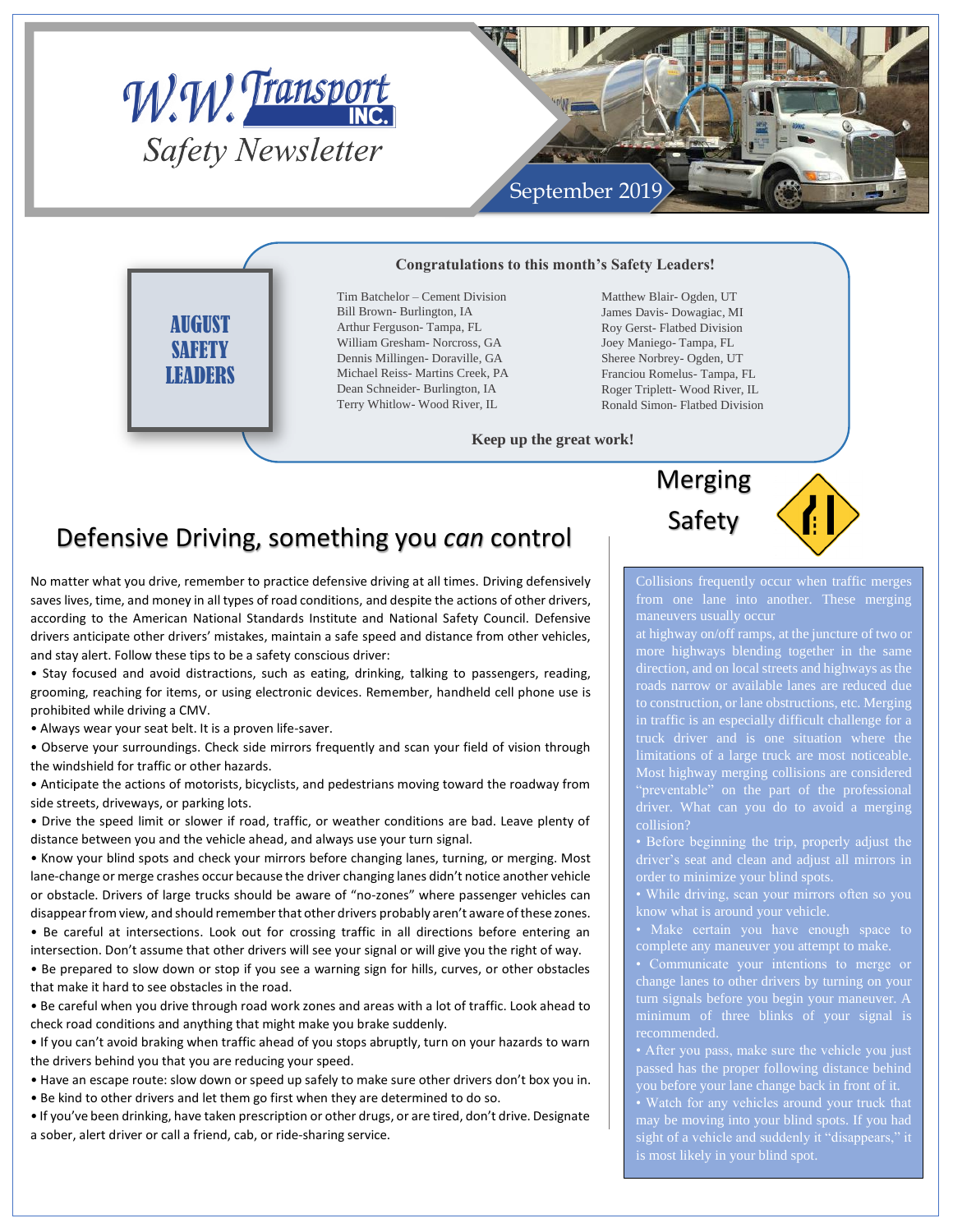# W.W. Transport INC.

## Safety Newsletter

September 2019

## AUGUST SAFETY LEADERS

**Congratulations to this month's Safety Leaders!**

- Tim Batchelor – Cement Division
- Bill Brown- Burlington, IA
- Arthur Ferguson- Tampa, FL
- William Gresham- Norcross, GA
- Dennis Millingen- Doraville, GA
- Michael Reiss- Martins Creek, PA
- Dean Schneider- Burlington, IA
- Terry Whitlow- Wood River, IL
- Matthew Blair- Ogden, UT
- James Davis- Dowagiac, MI
- Roy Gerst- Flatbed Division
- Joey Maniego- Tampa, FL
- Sheree Norbrey- Ogden, UT
- Franciou Romelus- Tampa, FL
- Roger Triplett- Wood River, IL
- Ronald Simon- Flatbed Division

**Keep up the great work!**

## Defensive Driving, something you *can* control

No matter what you drive, remember to practice defensive driving at all times. Driving defensively saves lives, time, and money in all types of road conditions, and despite the actions of other drivers, according to the American National Standards Institute and National Safety Council. Defensive drivers anticipate other drivers' mistakes, maintain a safe speed and distance from other vehicles, and stay alert. Follow these tips to be a safety conscious driver:

- Stay focused and avoid distractions, such as eating, drinking, talking to passengers, reading, grooming, reaching for items, or using electronic devices. Remember, handheld cell phone use is prohibited while driving a CMV.
- Always wear your seat belt. It is a proven life-saver.
- Observe your surroundings. Check side mirrors frequently and scan your field of vision through the windshield for traffic or other hazards.
- Anticipate the actions of motorists, bicyclists, and pedestrians moving toward the roadway from side streets, driveways, or parking lots.
- Drive the speed limit or slower if road, traffic, or weather conditions are bad. Leave plenty of distance between you and the vehicle ahead, and always use your turn signal.
- Know your blind spots and check your mirrors before changing lanes, turning, or merging. Most lane-change or merge crashes occur because the driver changing lanes didn't notice another vehicle or obstacle. Drivers of large trucks should be aware of "no-zones" where passenger vehicles can disappear from view, and should remember that other drivers probably aren't aware of these zones.
- Be careful at intersections. Look out for crossing traffic in all directions before entering an intersection. Don't assume that other drivers will see your signal or will give you the right of way.
- Be prepared to slow down or stop if you see a warning sign for hills, curves, or other obstacles that make it hard to see obstacles in the road.
- Be careful when you drive through road work zones and areas with a lot of traffic. Look ahead to check road conditions and anything that might make you brake suddenly.
- If you can't avoid braking when traffic ahead of you stops abruptly, turn on your hazards to warn the drivers behind you that you are reducing your speed.
- Have an escape route: slow down or speed up safely to make sure other drivers don't box you in.
- Be kind to other drivers and let them go first when they are determined to do so.
- If you've been drinking, have taken prescription or other drugs, or are tired, don't drive. Designate a sober, alert driver or call a friend, cab, or ride-sharing service.

## Merging Safety

Collisions frequently occur when traffic merges from one lane into another. These merging maneuvers usually occur at highway on/off ramps, at the juncture of two or more highways blending together in the same direction, and on local streets and highways as the roads narrow or available lanes are reduced due to construction, or lane obstructions, etc. Merging in traffic is an especially difficult challenge for a truck driver and is one situation where the limitations of a large truck are most noticeable. Most highway merging collisions are considered "preventable" on the part of the professional driver. What can you do to avoid a merging collision?

- Before beginning the trip, properly adjust the driver's seat and clean and adjust all mirrors in order to minimize your blind spots.
- While driving, scan your mirrors often so you know what is around your vehicle.
- Make certain you have enough space to complete any maneuver you attempt to make.
- Communicate your intentions to merge or change lanes to other drivers by turning on your turn signals before you begin your maneuver. A minimum of three blinks of your signal is recommended.
- After you pass, make sure the vehicle you just passed has the proper following distance behind you before your lane change back in front of it.
- Watch for any vehicles around your truck that may be moving into your blind spots. If you had sight of a vehicle and suddenly it "disappears," it is most likely in your blind spot.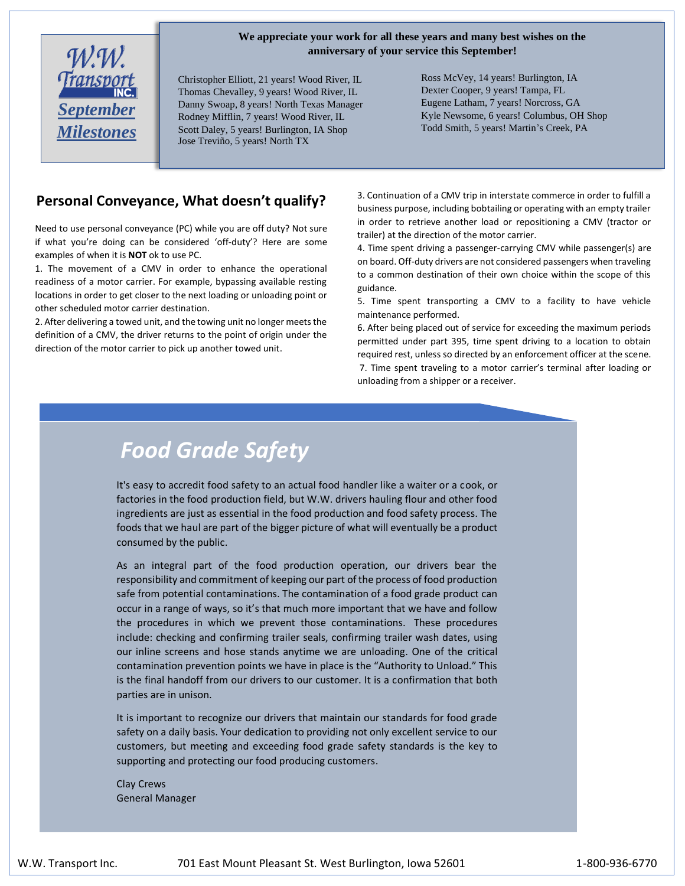# W.W. Transport INC.

## *September Milestones*

**We appreciate your work for all these years and many best wishes on the anniversary of your service this September!**

Christopher Elliott, 21 years! Wood River, IL
Thomas Chevalley, 9 years! Wood River, IL
Danny Swoap, 8 years! North Texas Manager
Rodney Mifflin, 7 years! Wood River, IL
Scott Daley, 5 years! Burlington, IA Shop
Jose Treviño, 5 years! North TX

Ross McVey, 14 years! Burlington, IA
Dexter Cooper, 9 years! Tampa, FL
Eugene Latham, 7 years! Norcross, GA
Kyle Newsome, 6 years! Columbus, OH Shop
Todd Smith, 5 years! Martin's Creek, PA

## Personal Conveyance, What doesn't qualify?

Need to use personal conveyance (PC) while you are off duty? Not sure if what you're doing can be considered 'off-duty'? Here are some examples of when it is **NOT** ok to use PC.

1. The movement of a CMV in order to enhance the operational readiness of a motor carrier. For example, bypassing available resting locations in order to get closer to the next loading or unloading point or other scheduled motor carrier destination.
2. After delivering a towed unit, and the towing unit no longer meets the definition of a CMV, the driver returns to the point of origin under the direction of the motor carrier to pick up another towed unit.
3. Continuation of a CMV trip in interstate commerce in order to fulfill a business purpose, including bobtailing or operating with an empty trailer in order to retrieve another load or repositioning a CMV (tractor or trailer) at the direction of the motor carrier.
4. Time spent driving a passenger-carrying CMV while passenger(s) are on board. Off-duty drivers are not considered passengers when traveling to a common destination of their own choice within the scope of this guidance.
5. Time spent transporting a CMV to a facility to have vehicle maintenance performed.
6. After being placed out of service for exceeding the maximum periods permitted under part 395, time spent driving to a location to obtain required rest, unless so directed by an enforcement officer at the scene.
7. Time spent traveling to a motor carrier's terminal after loading or unloading from a shipper or a receiver.

## *Food Grade Safety*

It's easy to accredit food safety to an actual food handler like a waiter or a cook, or factories in the food production field, but W.W. drivers hauling flour and other food ingredients are just as essential in the food production and food safety process. The foods that we haul are part of the bigger picture of what will eventually be a product consumed by the public.

As an integral part of the food production operation, our drivers bear the responsibility and commitment of keeping our part of the process of food production safe from potential contaminations. The contamination of a food grade product can occur in a range of ways, so it's that much more important that we have and follow the procedures in which we prevent those contaminations. These procedures include: checking and confirming trailer seals, confirming trailer wash dates, using our inline screens and hose stands anytime we are unloading. One of the critical contamination prevention points we have in place is the "Authority to Unload." This is the final handoff from our drivers to our customer. It is a confirmation that both parties are in unison.

It is important to recognize our drivers that maintain our standards for food grade safety on a daily basis. Your dedication to providing not only excellent service to our customers, but meeting and exceeding food grade safety standards is the key to supporting and protecting our food producing customers.

Clay Crews
General Manager

W.W. Transport Inc. 701 East Mount Pleasant St. West Burlington, Iowa 52601 1-800-936-6770